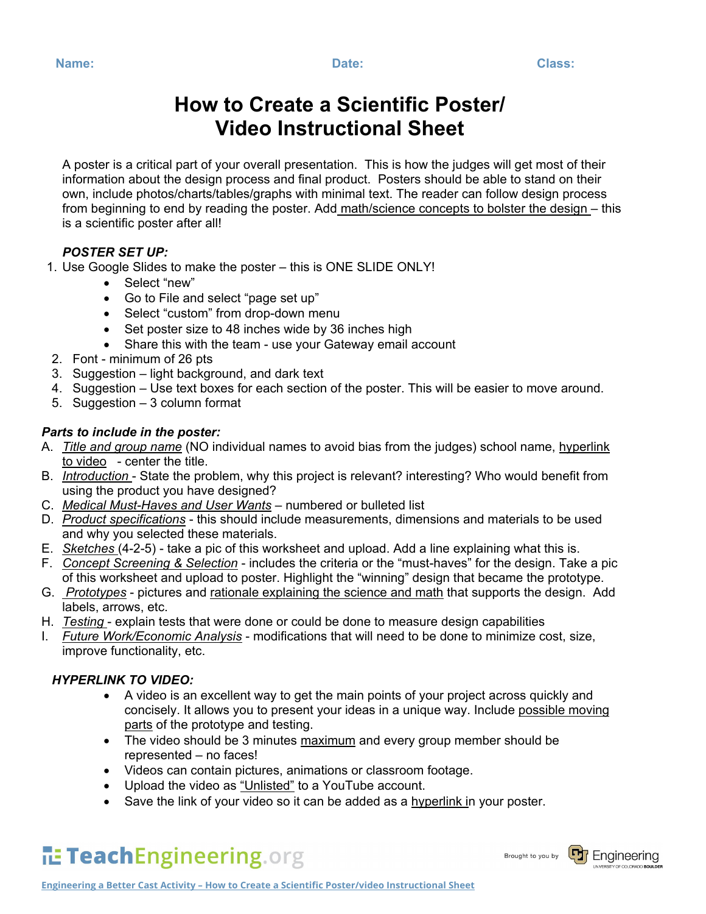**Name:** **Date:** **Class:**

# How to Create a Scientific Poster/ Video Instructional Sheet

A poster is a critical part of your overall presentation. This is how the judges will get most of their information about the design process and final product. Posters should be able to stand on their own, include photos/charts/tables/graphs with minimal text. The reader can follow design process from beginning to end by reading the poster. Add math/science concepts to bolster the design – this is a scientific poster after all!

***POSTER SET UP:***

1. Use Google Slides to make the poster – this is ONE SLIDE ONLY!
   - Select "new"
   - Go to File and select "page set up"
   - Select "custom" from drop-down menu
   - Set poster size to 48 inches wide by 36 inches high
   - Share this with the team - use your Gateway email account
2. Font - minimum of 26 pts
3. Suggestion – light background, and dark text
4. Suggestion – Use text boxes for each section of the poster. This will be easier to move around.
5. Suggestion – 3 column format

***Parts to include in the poster:***

A. *Title and group name* (NO individual names to avoid bias from the judges) school name, hyperlink to video - center the title.
B. *Introduction* - State the problem, why this project is relevant? interesting? Who would benefit from using the product you have designed?
C. *Medical Must-Haves and User Wants* – numbered or bulleted list
D. *Product specifications* - this should include measurements, dimensions and materials to be used and why you selected these materials.
E. *Sketches* (4-2-5) - take a pic of this worksheet and upload. Add a line explaining what this is.
F. *Concept Screening & Selection* - includes the criteria or the "must-haves" for the design. Take a pic of this worksheet and upload to poster. Highlight the "winning" design that became the prototype.
G. *Prototypes* - pictures and rationale explaining the science and math that supports the design. Add labels, arrows, etc.
H. *Testing* - explain tests that were done or could be done to measure design capabilities
I. *Future Work/Economic Analysis* - modifications that will need to be done to minimize cost, size, improve functionality, etc.

***HYPERLINK TO VIDEO:***

- A video is an excellent way to get the main points of your project across quickly and concisely. It allows you to present your ideas in a unique way. Include possible moving parts of the prototype and testing.
- The video should be 3 minutes maximum and every group member should be represented – no faces!
- Videos can contain pictures, animations or classroom footage.
- Upload the video as "Unlisted" to a YouTube account.
- Save the link of your video so it can be added as a hyperlink in your poster.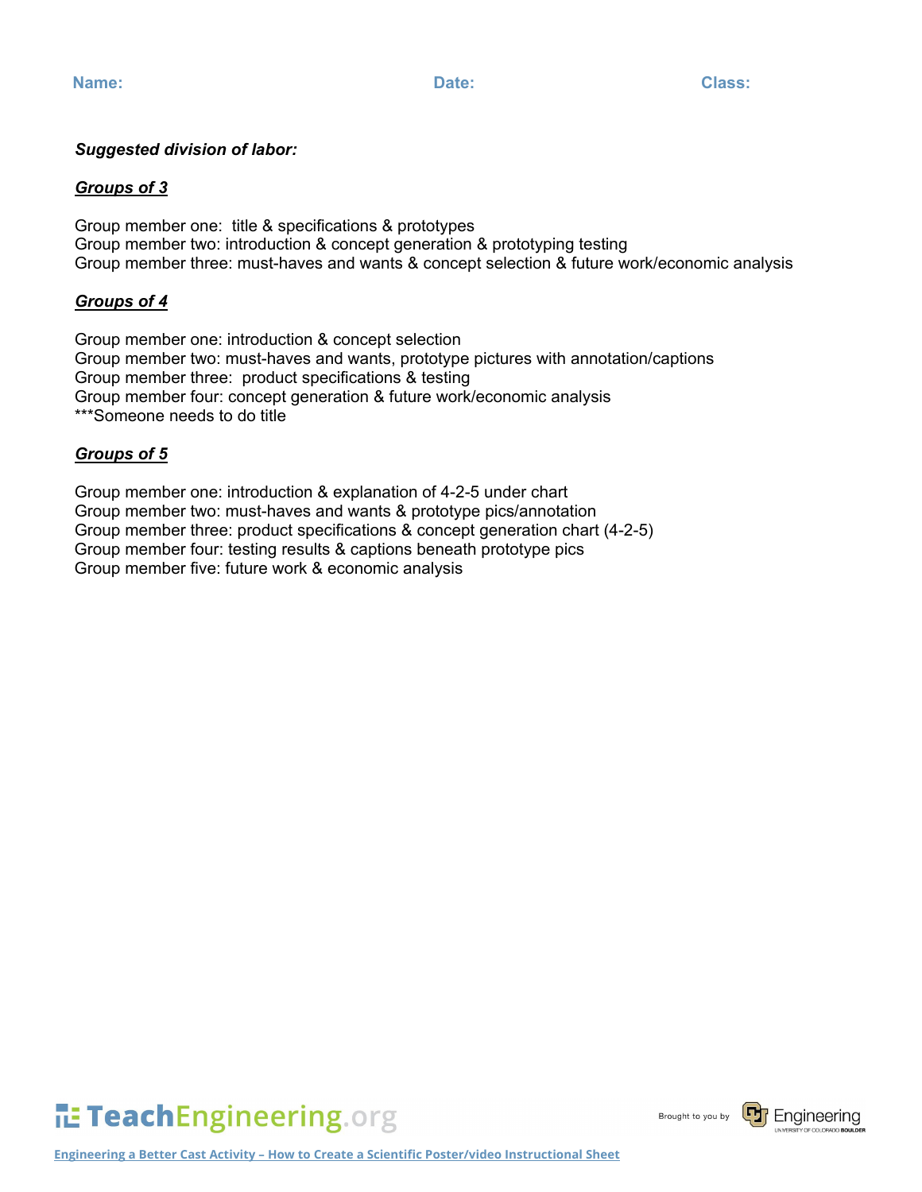**Name:** **Date:** **Class:**

***Suggested division of labor:***

***<u>Groups of 3</u>***

Group member one: title & specifications & prototypes
Group member two: introduction & concept generation & prototyping testing
Group member three: must-haves and wants & concept selection & future work/economic analysis

***<u>Groups of 4</u>***

Group member one: introduction & concept selection
Group member two: must-haves and wants, prototype pictures with annotation/captions
Group member three: product specifications & testing
Group member four: concept generation & future work/economic analysis
***Someone needs to do title

***<u>Groups of 5</u>***

Group member one: introduction & explanation of 4-2-5 under chart
Group member two: must-haves and wants & prototype pics/annotation
Group member three: product specifications & concept generation chart (4-2-5)
Group member four: testing results & captions beneath prototype pics
Group member five: future work & economic analysis